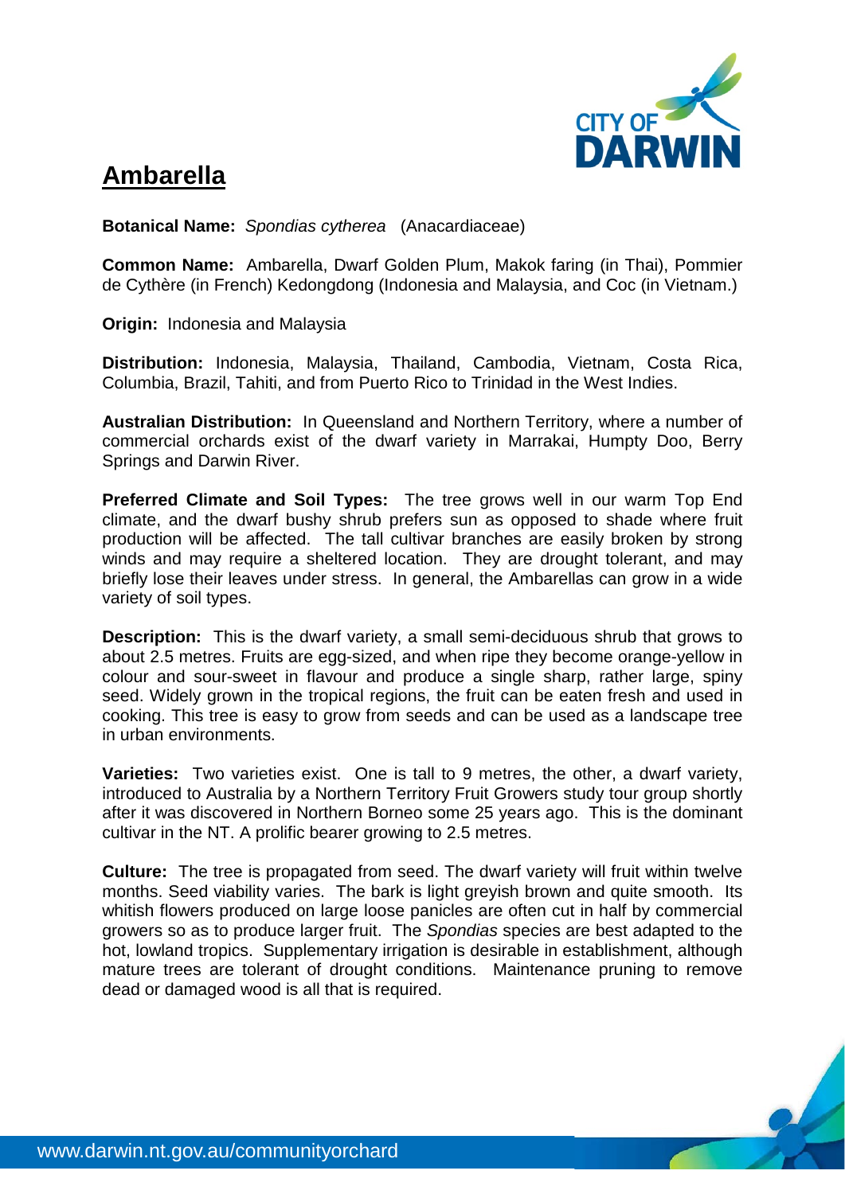# Ambarella

**Botanical Name:** *Spondias cytherea* (Anacardiaceae)

**Common Name:** Ambarella, Dwarf Golden Plum, Makok faring (in Thai), Pommier de Cythère (in French) Kedongdong (Indonesia and Malaysia, and Coc (in Vietnam.)

**Origin:** Indonesia and Malaysia

**Distribution:** Indonesia, Malaysia, Thailand, Cambodia, Vietnam, Costa Rica, Columbia, Brazil, Tahiti, and from Puerto Rico to Trinidad in the West Indies.

**Australian Distribution:** In Queensland and Northern Territory, where a number of commercial orchards exist of the dwarf variety in Marrakai, Humpty Doo, Berry Springs and Darwin River.

**Preferred Climate and Soil Types:** The tree grows well in our warm Top End climate, and the dwarf bushy shrub prefers sun as opposed to shade where fruit production will be affected. The tall cultivar branches are easily broken by strong winds and may require a sheltered location. They are drought tolerant, and may briefly lose their leaves under stress. In general, the Ambarellas can grow in a wide variety of soil types.

**Description:** This is the dwarf variety, a small semi-deciduous shrub that grows to about 2.5 metres. Fruits are egg-sized, and when ripe they become orange-yellow in colour and sour-sweet in flavour and produce a single sharp, rather large, spiny seed. Widely grown in the tropical regions, the fruit can be eaten fresh and used in cooking. This tree is easy to grow from seeds and can be used as a landscape tree in urban environments.

**Varieties:** Two varieties exist. One is tall to 9 metres, the other, a dwarf variety, introduced to Australia by a Northern Territory Fruit Growers study tour group shortly after it was discovered in Northern Borneo some 25 years ago. This is the dominant cultivar in the NT. A prolific bearer growing to 2.5 metres.

**Culture:** The tree is propagated from seed. The dwarf variety will fruit within twelve months. Seed viability varies. The bark is light greyish brown and quite smooth. Its whitish flowers produced on large loose panicles are often cut in half by commercial growers so as to produce larger fruit. The *Spondias* species are best adapted to the hot, lowland tropics. Supplementary irrigation is desirable in establishment, although mature trees are tolerant of drought conditions. Maintenance pruning to remove dead or damaged wood is all that is required.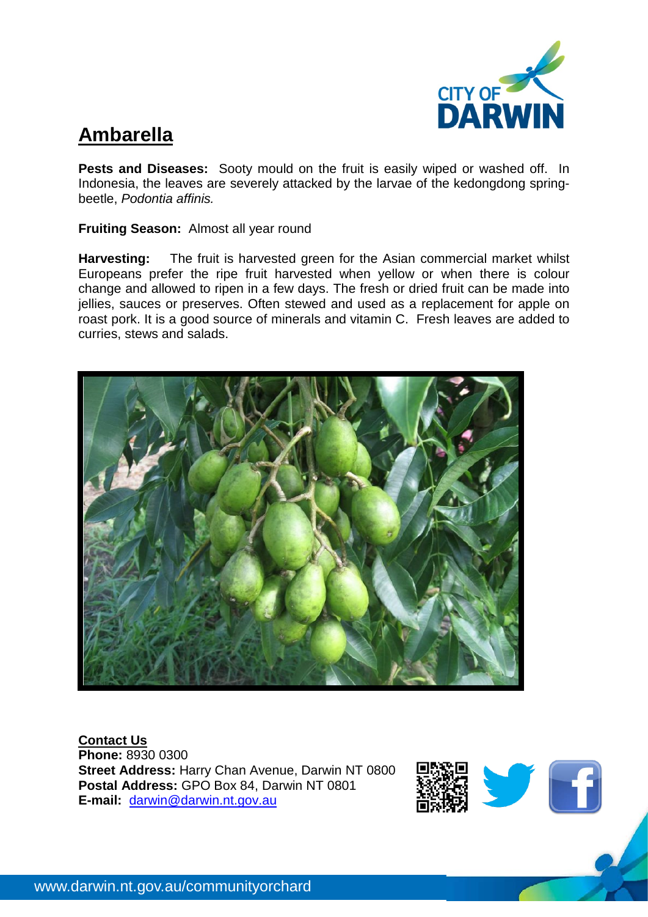## Ambarella

**Pests and Diseases:** Sooty mould on the fruit is easily wiped or washed off. In Indonesia, the leaves are severely attacked by the larvae of the kedongdong spring-beetle, *Podontia affinis.*

**Fruiting Season:** Almost all year round

**Harvesting:** The fruit is harvested green for the Asian commercial market whilst Europeans prefer the ripe fruit harvested when yellow or when there is colour change and allowed to ripen in a few days. The fresh or dried fruit can be made into jellies, sauces or preserves. Often stewed and used as a replacement for apple on roast pork. It is a good source of minerals and vitamin C. Fresh leaves are added to curries, stews and salads.

**Contact Us**
**Phone:** 8930 0300
**Street Address:** Harry Chan Avenue, Darwin NT 0800
**Postal Address:** GPO Box 84, Darwin NT 0801
**E-mail:** darwin@darwin.nt.gov.au

www.darwin.nt.gov.au/communityorchard